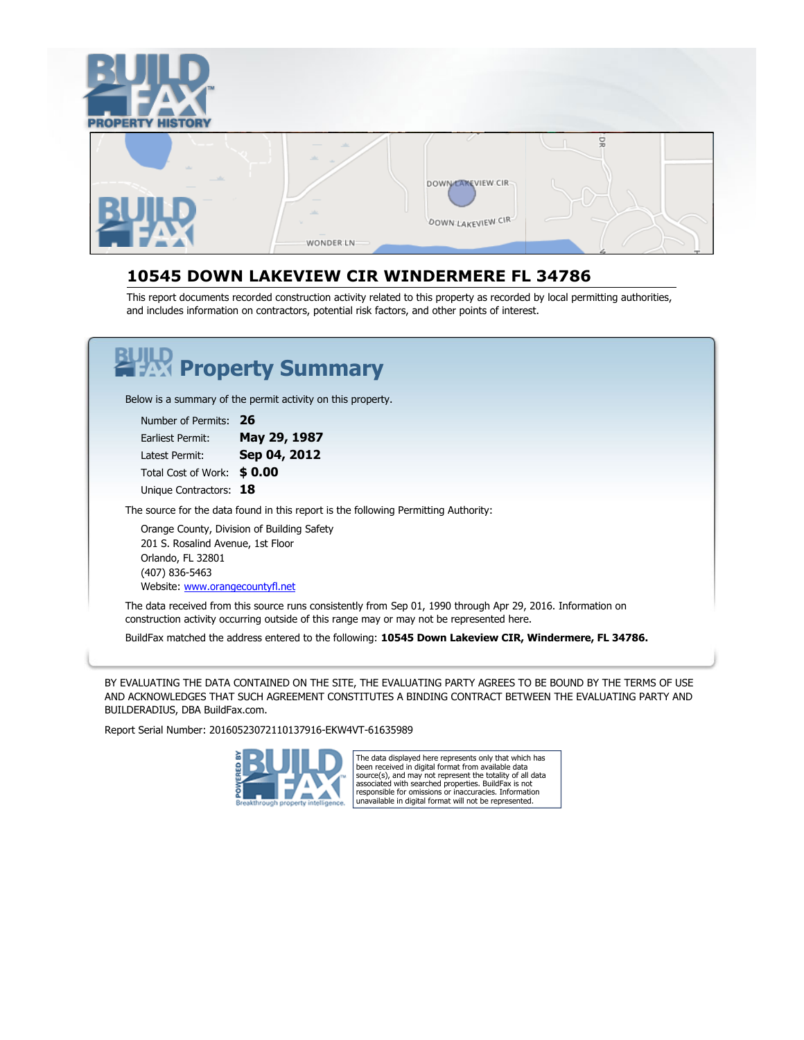# 10545 DOWN LAKEVIEW CIR WINDERMERE FL 34786

This report documents recorded construction activity related to this property as recorded by local permitting authorities, and includes information on contractors, potential risk factors, and other points of interest.

## Property Summary

Below is a summary of the permit activity on this property.

| | |
|---|---|
| Number of Permits: | **26** |
| Earliest Permit: | **May 29, 1987** |
| Latest Permit: | **Sep 04, 2012** |
| Total Cost of Work: | **$ 0.00** |
| Unique Contractors: | **18** |

The source for the data found in this report is the following Permitting Authority:

Orange County, Division of Building Safety
201 S. Rosalind Avenue, 1st Floor
Orlando, FL 32801
(407) 836-5463
Website: [www.orangecountyfl.net](http://www.orangecountyfl.net)

The data received from this source runs consistently from Sep 01, 1990 through Apr 29, 2016. Information on construction activity occurring outside of this range may or may not be represented here.

BuildFax matched the address entered to the following: **10545 Down Lakeview CIR, Windermere, FL 34786.**

BY EVALUATING THE DATA CONTAINED ON THE SITE, THE EVALUATING PARTY AGREES TO BE BOUND BY THE TERMS OF USE AND ACKNOWLEDGES THAT SUCH AGREEMENT CONSTITUTES A BINDING CONTRACT BETWEEN THE EVALUATING PARTY AND BUILDERADIUS, DBA BuildFax.com.

Report Serial Number: 20160523072110137916-EKW4VT-61635989

POWERED BY BUILDFAX — Breakthrough property intelligence.

The data displayed here represents only that which has been received in digital format from available data source(s), and may not represent the totality of all data associated with searched properties. BuildFax is not responsible for omissions or inaccuracies. Information unavailable in digital format will not be represented.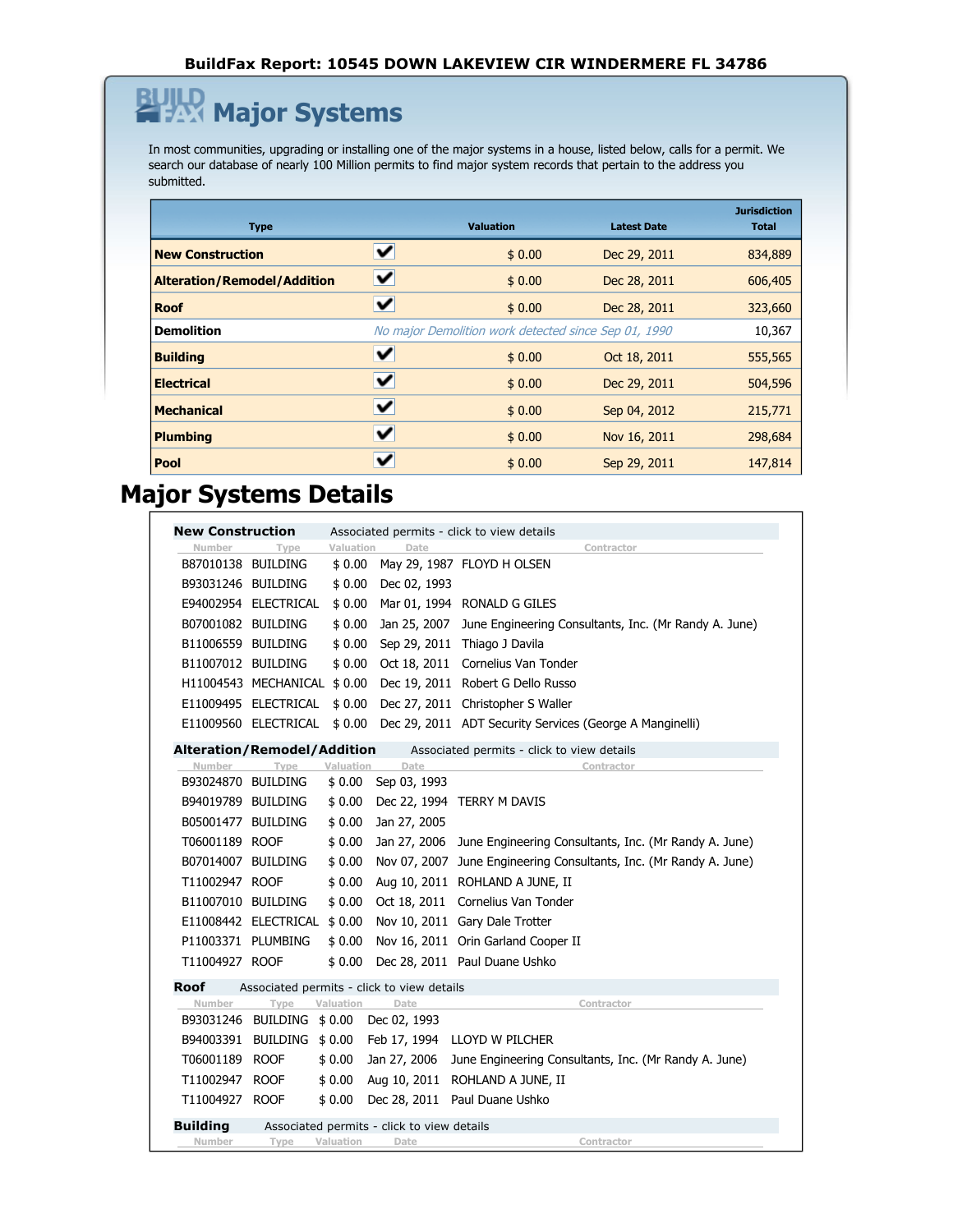**BuildFax Report: 10545 DOWN LAKEVIEW CIR WINDERMERE FL 34786**

# Major Systems

In most communities, upgrading or installing one of the major systems in a house, listed below, calls for a permit. We search our database of nearly 100 Million permits to find major system records that pertain to the address you submitted.

| Type | | Valuation | Latest Date | Jurisdiction Total |
|---|---|---|---|---|
| **New Construction** | ✔ | $ 0.00 | Dec 29, 2011 | 834,889 |
| **Alteration/Remodel/Addition** | ✔ | $ 0.00 | Dec 28, 2011 | 606,405 |
| **Roof** | ✔ | $ 0.00 | Dec 28, 2011 | 323,660 |
| **Demolition** | *No major Demolition work detected since Sep 01, 1990* | | | 10,367 |
| **Building** | ✔ | $ 0.00 | Oct 18, 2011 | 555,565 |
| **Electrical** | ✔ | $ 0.00 | Dec 29, 2011 | 504,596 |
| **Mechanical** | ✔ | $ 0.00 | Sep 04, 2012 | 215,771 |
| **Plumbing** | ✔ | $ 0.00 | Nov 16, 2011 | 298,684 |
| **Pool** | ✔ | $ 0.00 | Sep 29, 2011 | 147,814 |

# Major Systems Details

### New Construction
Associated permits - click to view details

| Number | Type | Valuation | Date | Contractor |
|---|---|---|---|---|
| B87010138 | BUILDING | $ 0.00 | May 29, 1987 | FLOYD H OLSEN |
| B93031246 | BUILDING | $ 0.00 | Dec 02, 1993 | |
| E94002954 | ELECTRICAL | $ 0.00 | Mar 01, 1994 | RONALD G GILES |
| B07001082 | BUILDING | $ 0.00 | Jan 25, 2007 | June Engineering Consultants, Inc. (Mr Randy A. June) |
| B11006559 | BUILDING | $ 0.00 | Sep 29, 2011 | Thiago J Davila |
| B11007012 | BUILDING | $ 0.00 | Oct 18, 2011 | Cornelius Van Tonder |
| H11004543 | MECHANICAL | $ 0.00 | Dec 19, 2011 | Robert G Dello Russo |
| E11009495 | ELECTRICAL | $ 0.00 | Dec 27, 2011 | Christopher S Waller |
| E11009560 | ELECTRICAL | $ 0.00 | Dec 29, 2011 | ADT Security Services (George A Manginelli) |

### Alteration/Remodel/Addition
Associated permits - click to view details

| Number | Type | Valuation | Date | Contractor |
|---|---|---|---|---|
| B93024870 | BUILDING | $ 0.00 | Sep 03, 1993 | |
| B94019789 | BUILDING | $ 0.00 | Dec 22, 1994 | TERRY M DAVIS |
| B05001477 | BUILDING | $ 0.00 | Jan 27, 2005 | |
| T06001189 | ROOF | $ 0.00 | Jan 27, 2006 | June Engineering Consultants, Inc. (Mr Randy A. June) |
| B07014007 | BUILDING | $ 0.00 | Nov 07, 2007 | June Engineering Consultants, Inc. (Mr Randy A. June) |
| T11002947 | ROOF | $ 0.00 | Aug 10, 2011 | ROHLAND A JUNE, II |
| B11007010 | BUILDING | $ 0.00 | Oct 18, 2011 | Cornelius Van Tonder |
| E11008442 | ELECTRICAL | $ 0.00 | Nov 10, 2011 | Gary Dale Trotter |
| P11003371 | PLUMBING | $ 0.00 | Nov 16, 2011 | Orin Garland Cooper II |
| T11004927 | ROOF | $ 0.00 | Dec 28, 2011 | Paul Duane Ushko |

### Roof
Associated permits - click to view details

| Number | Type | Valuation | Date | Contractor |
|---|---|---|---|---|
| B93031246 | BUILDING | $ 0.00 | Dec 02, 1993 | |
| B94003391 | BUILDING | $ 0.00 | Feb 17, 1994 | LLOYD W PILCHER |
| T06001189 | ROOF | $ 0.00 | Jan 27, 2006 | June Engineering Consultants, Inc. (Mr Randy A. June) |
| T11002947 | ROOF | $ 0.00 | Aug 10, 2011 | ROHLAND A JUNE, II |
| T11004927 | ROOF | $ 0.00 | Dec 28, 2011 | Paul Duane Ushko |

### Building
Associated permits - click to view details

| Number | Type | Valuation | Date | Contractor |
|---|---|---|---|---|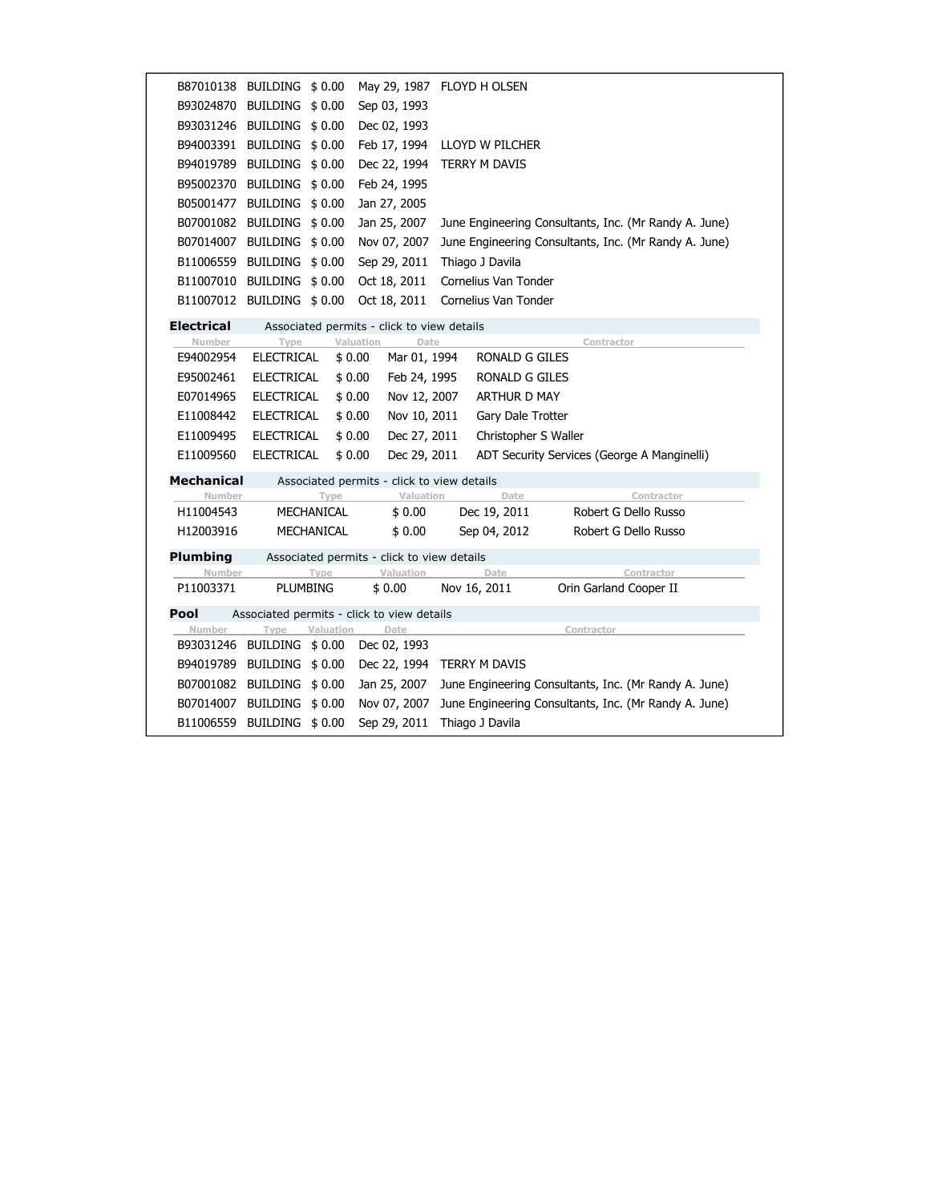| Number | Type | Valuation | Date | Contractor |
|---|---|---|---|---|
| B87010138 | BUILDING | $ 0.00 | May 29, 1987 | FLOYD H OLSEN |
| B93024870 | BUILDING | $ 0.00 | Sep 03, 1993 | |
| B93031246 | BUILDING | $ 0.00 | Dec 02, 1993 | |
| B94003391 | BUILDING | $ 0.00 | Feb 17, 1994 | LLOYD W PILCHER |
| B94019789 | BUILDING | $ 0.00 | Dec 22, 1994 | TERRY M DAVIS |
| B95002370 | BUILDING | $ 0.00 | Feb 24, 1995 | |
| B05001477 | BUILDING | $ 0.00 | Jan 27, 2005 | |
| B07001082 | BUILDING | $ 0.00 | Jan 25, 2007 | June Engineering Consultants, Inc. (Mr Randy A. June) |
| B07014007 | BUILDING | $ 0.00 | Nov 07, 2007 | June Engineering Consultants, Inc. (Mr Randy A. June) |
| B11006559 | BUILDING | $ 0.00 | Sep 29, 2011 | Thiago J Davila |
| B11007010 | BUILDING | $ 0.00 | Oct 18, 2011 | Cornelius Van Tonder |
| B11007012 | BUILDING | $ 0.00 | Oct 18, 2011 | Cornelius Van Tonder |

**Electrical** Associated permits - click to view details

| Number | Type | Valuation | Date | Contractor |
|---|---|---|---|---|
| E94002954 | ELECTRICAL | $ 0.00 | Mar 01, 1994 | RONALD G GILES |
| E95002461 | ELECTRICAL | $ 0.00 | Feb 24, 1995 | RONALD G GILES |
| E07014965 | ELECTRICAL | $ 0.00 | Nov 12, 2007 | ARTHUR D MAY |
| E11008442 | ELECTRICAL | $ 0.00 | Nov 10, 2011 | Gary Dale Trotter |
| E11009495 | ELECTRICAL | $ 0.00 | Dec 27, 2011 | Christopher S Waller |
| E11009560 | ELECTRICAL | $ 0.00 | Dec 29, 2011 | ADT Security Services (George A Manginelli) |

**Mechanical** Associated permits - click to view details

| Number | Type | Valuation | Date | Contractor |
|---|---|---|---|---|
| H11004543 | MECHANICAL | $ 0.00 | Dec 19, 2011 | Robert G Dello Russo |
| H12003916 | MECHANICAL | $ 0.00 | Sep 04, 2012 | Robert G Dello Russo |

**Plumbing** Associated permits - click to view details

| Number | Type | Valuation | Date | Contractor |
|---|---|---|---|---|
| P11003371 | PLUMBING | $ 0.00 | Nov 16, 2011 | Orin Garland Cooper II |

**Pool** Associated permits - click to view details

| Number | Type | Valuation | Date | Contractor |
|---|---|---|---|---|
| B93031246 | BUILDING | $ 0.00 | Dec 02, 1993 | |
| B94019789 | BUILDING | $ 0.00 | Dec 22, 1994 | TERRY M DAVIS |
| B07001082 | BUILDING | $ 0.00 | Jan 25, 2007 | June Engineering Consultants, Inc. (Mr Randy A. June) |
| B07014007 | BUILDING | $ 0.00 | Nov 07, 2007 | June Engineering Consultants, Inc. (Mr Randy A. June) |
| B11006559 | BUILDING | $ 0.00 | Sep 29, 2011 | Thiago J Davila |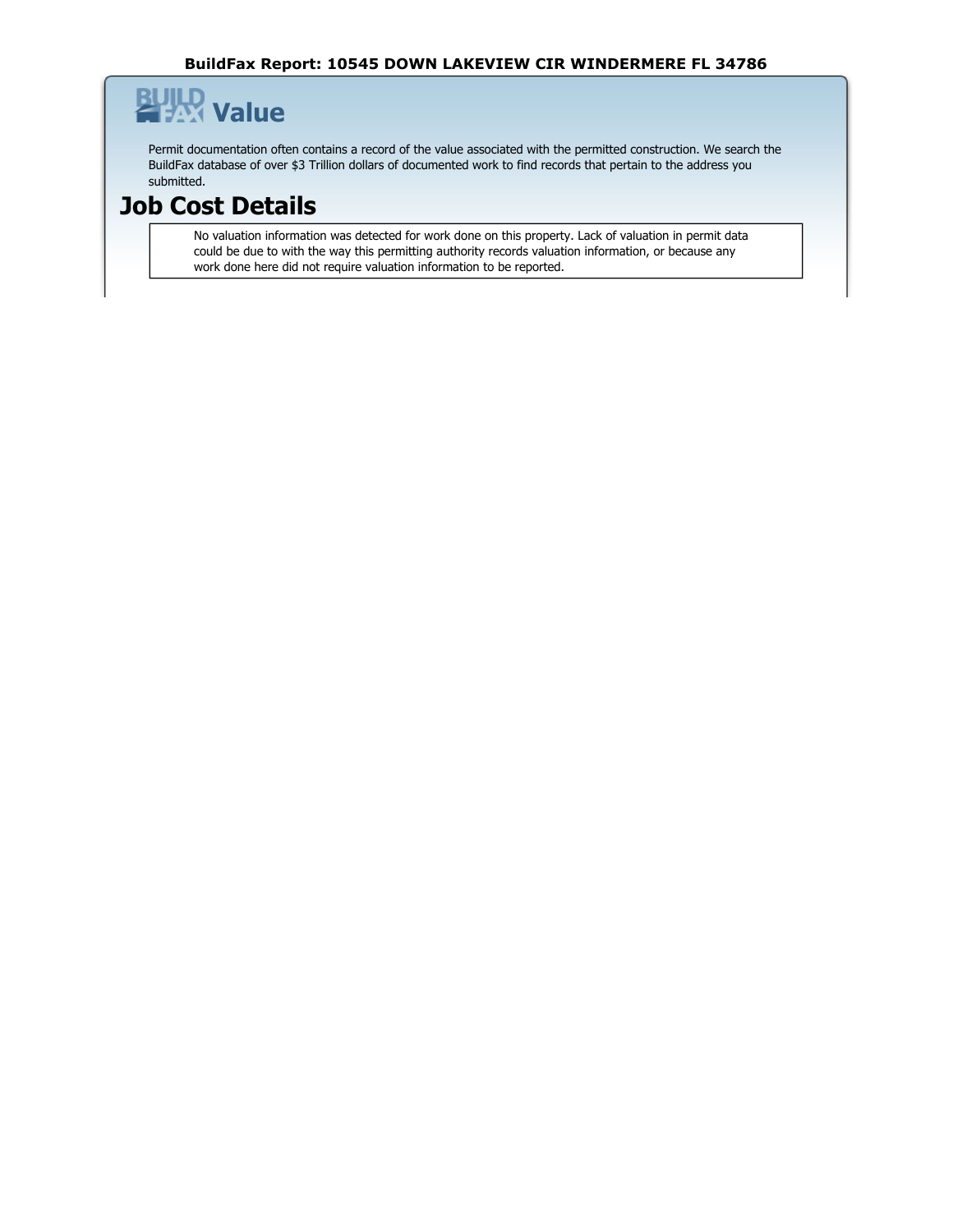# BuildFax Report: 10545 DOWN LAKEVIEW CIR WINDERMERE FL 34786

## Value

Permit documentation often contains a record of the value associated with the permitted construction. We search the BuildFax database of over $3 Trillion dollars of documented work to find records that pertain to the address you submitted.

## Job Cost Details

No valuation information was detected for work done on this property. Lack of valuation in permit data could be due to with the way this permitting authority records valuation information, or because any work done here did not require valuation information to be reported.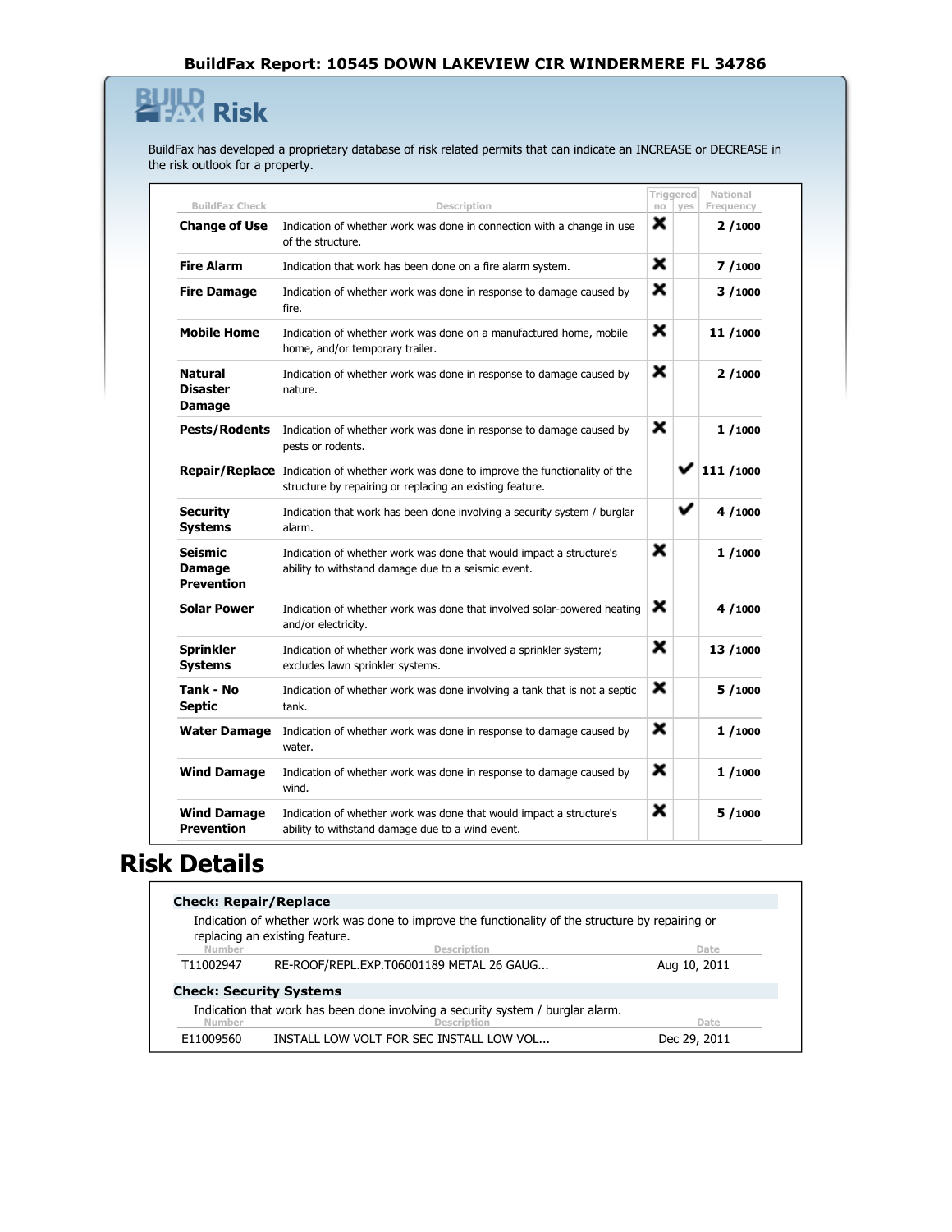BuildFax Report: 10545 DOWN LAKEVIEW CIR WINDERMERE FL 34786

# BuildFax Risk

BuildFax has developed a proprietary database of risk related permits that can indicate an INCREASE or DECREASE in the risk outlook for a property.

| BuildFax Check | Description | Triggered no | Triggered yes | National Frequency |
|---|---|---|---|---|
| **Change of Use** | Indication of whether work was done in connection with a change in use of the structure. | ✖ | | **2 /1000** |
| **Fire Alarm** | Indication that work has been done on a fire alarm system. | ✖ | | **7 /1000** |
| **Fire Damage** | Indication of whether work was done in response to damage caused by fire. | ✖ | | **3 /1000** |
| **Mobile Home** | Indication of whether work was done on a manufactured home, mobile home, and/or temporary trailer. | ✖ | | **11 /1000** |
| **Natural Disaster Damage** | Indication of whether work was done in response to damage caused by nature. | ✖ | | **2 /1000** |
| **Pests/Rodents** | Indication of whether work was done in response to damage caused by pests or rodents. | ✖ | | **1 /1000** |
| **Repair/Replace** | Indication of whether work was done to improve the functionality of the structure by repairing or replacing an existing feature. | | ✔ | **111 /1000** |
| **Security Systems** | Indication that work has been done involving a security system / burglar alarm. | | ✔ | **4 /1000** |
| **Seismic Damage Prevention** | Indication of whether work was done that would impact a structure's ability to withstand damage due to a seismic event. | ✖ | | **1 /1000** |
| **Solar Power** | Indication of whether work was done that involved solar-powered heating and/or electricity. | ✖ | | **4 /1000** |
| **Sprinkler Systems** | Indication of whether work was done involved a sprinkler system; excludes lawn sprinkler systems. | ✖ | | **13 /1000** |
| **Tank - No Septic** | Indication of whether work was done involving a tank that is not a septic tank. | ✖ | | **5 /1000** |
| **Water Damage** | Indication of whether work was done in response to damage caused by water. | ✖ | | **1 /1000** |
| **Wind Damage** | Indication of whether work was done in response to damage caused by wind. | ✖ | | **1 /1000** |
| **Wind Damage Prevention** | Indication of whether work was done that would impact a structure's ability to withstand damage due to a wind event. | ✖ | | **5 /1000** |

# Risk Details

### Check: Repair/Replace

Indication of whether work was done to improve the functionality of the structure by repairing or replacing an existing feature.

| Number | Description | Date |
|---|---|---|
| T11002947 | RE-ROOF/REPL.EXP.T06001189 METAL 26 GAUG... | Aug 10, 2011 |

### Check: Security Systems

Indication that work has been done involving a security system / burglar alarm.

| Number | Description | Date |
|---|---|---|
| E11009560 | INSTALL LOW VOLT FOR SEC INSTALL LOW VOL... | Dec 29, 2011 |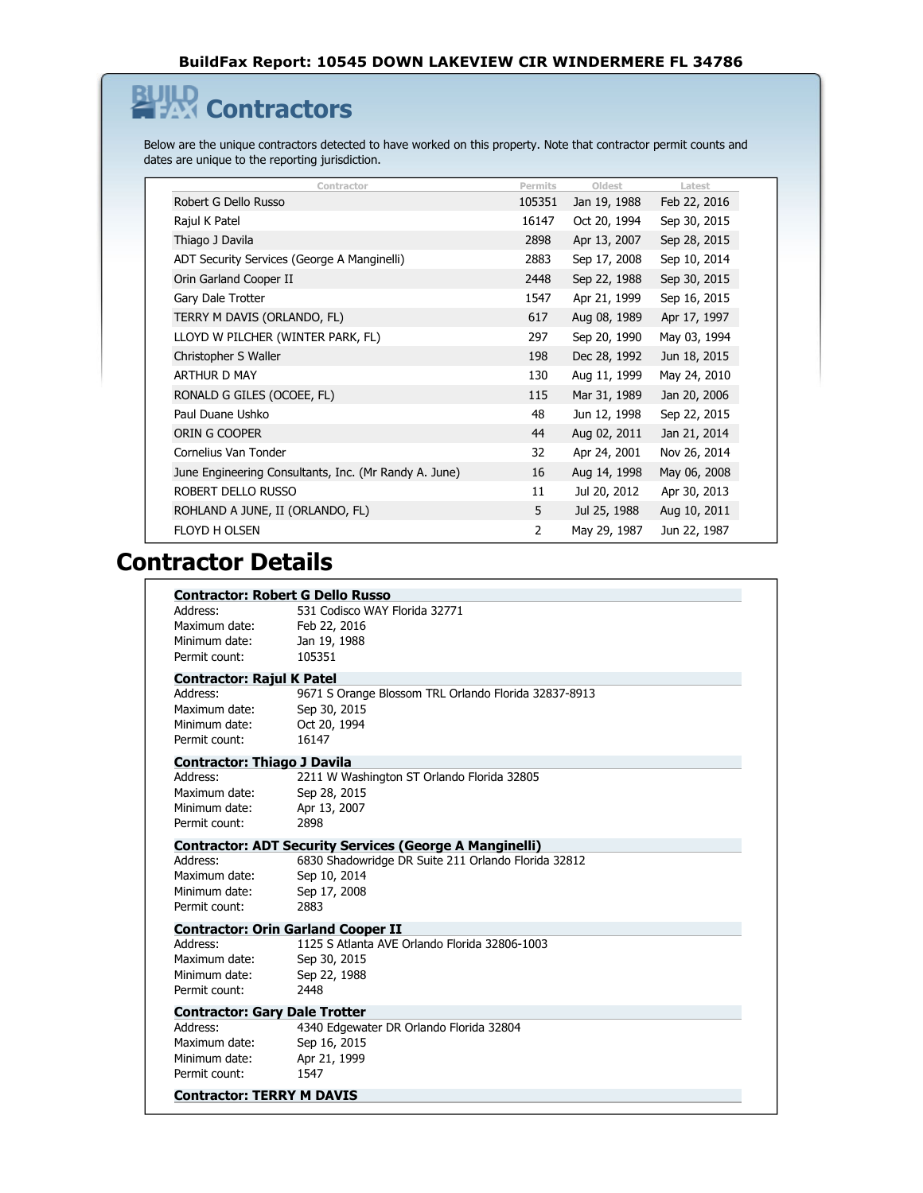# Contractors

Below are the unique contractors detected to have worked on this property. Note that contractor permit counts and dates are unique to the reporting jurisdiction.

| Contractor | Permits | Oldest | Latest |
|---|---|---|---|
| Robert G Dello Russo | 105351 | Jan 19, 1988 | Feb 22, 2016 |
| Rajul K Patel | 16147 | Oct 20, 1994 | Sep 30, 2015 |
| Thiago J Davila | 2898 | Apr 13, 2007 | Sep 28, 2015 |
| ADT Security Services (George A Manginelli) | 2883 | Sep 17, 2008 | Sep 10, 2014 |
| Orin Garland Cooper II | 2448 | Sep 22, 1988 | Sep 30, 2015 |
| Gary Dale Trotter | 1547 | Apr 21, 1999 | Sep 16, 2015 |
| TERRY M DAVIS (ORLANDO, FL) | 617 | Aug 08, 1989 | Apr 17, 1997 |
| LLOYD W PILCHER (WINTER PARK, FL) | 297 | Sep 20, 1990 | May 03, 1994 |
| Christopher S Waller | 198 | Dec 28, 1992 | Jun 18, 2015 |
| ARTHUR D MAY | 130 | Aug 11, 1999 | May 24, 2010 |
| RONALD G GILES (OCOEE, FL) | 115 | Mar 31, 1989 | Jan 20, 2006 |
| Paul Duane Ushko | 48 | Jun 12, 1998 | Sep 22, 2015 |
| ORIN G COOPER | 44 | Aug 02, 2011 | Jan 21, 2014 |
| Cornelius Van Tonder | 32 | Apr 24, 2001 | Nov 26, 2014 |
| June Engineering Consultants, Inc. (Mr Randy A. June) | 16 | Aug 14, 1998 | May 06, 2008 |
| ROBERT DELLO RUSSO | 11 | Jul 20, 2012 | Apr 30, 2013 |
| ROHLAND A JUNE, II (ORLANDO, FL) | 5 | Jul 25, 1988 | Aug 10, 2011 |
| FLOYD H OLSEN | 2 | May 29, 1987 | Jun 22, 1987 |

# Contractor Details

**Contractor: Robert G Dello Russo**

| | |
|---|---|
| Address: | 531 Codisco WAY Florida 32771 |
| Maximum date: | Feb 22, 2016 |
| Minimum date: | Jan 19, 1988 |
| Permit count: | 105351 |

**Contractor: Rajul K Patel**

| | |
|---|---|
| Address: | 9671 S Orange Blossom TRL Orlando Florida 32837-8913 |
| Maximum date: | Sep 30, 2015 |
| Minimum date: | Oct 20, 1994 |
| Permit count: | 16147 |

**Contractor: Thiago J Davila**

| | |
|---|---|
| Address: | 2211 W Washington ST Orlando Florida 32805 |
| Maximum date: | Sep 28, 2015 |
| Minimum date: | Apr 13, 2007 |
| Permit count: | 2898 |

**Contractor: ADT Security Services (George A Manginelli)**

| | |
|---|---|
| Address: | 6830 Shadowridge DR Suite 211 Orlando Florida 32812 |
| Maximum date: | Sep 10, 2014 |
| Minimum date: | Sep 17, 2008 |
| Permit count: | 2883 |

**Contractor: Orin Garland Cooper II**

| | |
|---|---|
| Address: | 1125 S Atlanta AVE Orlando Florida 32806-1003 |
| Maximum date: | Sep 30, 2015 |
| Minimum date: | Sep 22, 1988 |
| Permit count: | 2448 |

**Contractor: Gary Dale Trotter**

| | |
|---|---|
| Address: | 4340 Edgewater DR Orlando Florida 32804 |
| Maximum date: | Sep 16, 2015 |
| Minimum date: | Apr 21, 1999 |
| Permit count: | 1547 |

**Contractor: TERRY M DAVIS**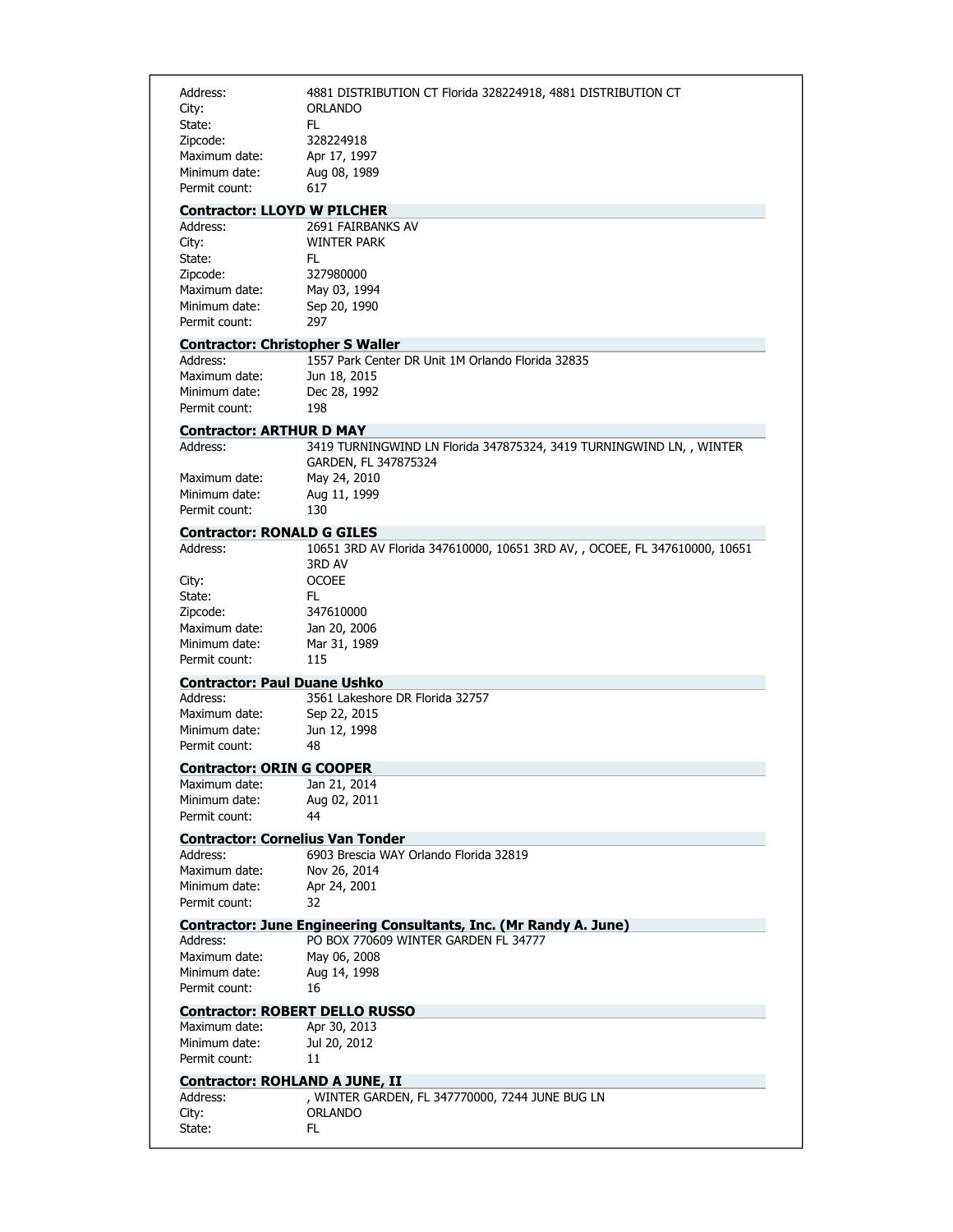| | |
|---|---|
| Address: | 4881 DISTRIBUTION CT Florida 328224918, 4881 DISTRIBUTION CT |
| City: | ORLANDO |
| State: | FL |
| Zipcode: | 328224918 |
| Maximum date: | Apr 17, 1997 |
| Minimum date: | Aug 08, 1989 |
| Permit count: | 617 |

### Contractor: LLOYD W PILCHER

| | |
|---|---|
| Address: | 2691 FAIRBANKS AV |
| City: | WINTER PARK |
| State: | FL |
| Zipcode: | 327980000 |
| Maximum date: | May 03, 1994 |
| Minimum date: | Sep 20, 1990 |
| Permit count: | 297 |

### Contractor: Christopher S Waller

| | |
|---|---|
| Address: | 1557 Park Center DR Unit 1M Orlando Florida 32835 |
| Maximum date: | Jun 18, 2015 |
| Minimum date: | Dec 28, 1992 |
| Permit count: | 198 |

### Contractor: ARTHUR D MAY

| | |
|---|---|
| Address: | 3419 TURNINGWIND LN Florida 347875324, 3419 TURNINGWIND LN, , WINTER GARDEN, FL 347875324 |
| Maximum date: | May 24, 2010 |
| Minimum date: | Aug 11, 1999 |
| Permit count: | 130 |

### Contractor: RONALD G GILES

| | |
|---|---|
| Address: | 10651 3RD AV Florida 347610000, 10651 3RD AV, , OCOEE, FL 347610000, 10651 3RD AV |
| City: | OCOEE |
| State: | FL |
| Zipcode: | 347610000 |
| Maximum date: | Jan 20, 2006 |
| Minimum date: | Mar 31, 1989 |
| Permit count: | 115 |

### Contractor: Paul Duane Ushko

| | |
|---|---|
| Address: | 3561 Lakeshore DR Florida 32757 |
| Maximum date: | Sep 22, 2015 |
| Minimum date: | Jun 12, 1998 |
| Permit count: | 48 |

### Contractor: ORIN G COOPER

| | |
|---|---|
| Maximum date: | Jan 21, 2014 |
| Minimum date: | Aug 02, 2011 |
| Permit count: | 44 |

### Contractor: Cornelius Van Tonder

| | |
|---|---|
| Address: | 6903 Brescia WAY Orlando Florida 32819 |
| Maximum date: | Nov 26, 2014 |
| Minimum date: | Apr 24, 2001 |
| Permit count: | 32 |

### Contractor: June Engineering Consultants, Inc. (Mr Randy A. June)

| | |
|---|---|
| Address: | PO BOX 770609 WINTER GARDEN FL 34777 |
| Maximum date: | May 06, 2008 |
| Minimum date: | Aug 14, 1998 |
| Permit count: | 16 |

### Contractor: ROBERT DELLO RUSSO

| | |
|---|---|
| Maximum date: | Apr 30, 2013 |
| Minimum date: | Jul 20, 2012 |
| Permit count: | 11 |

### Contractor: ROHLAND A JUNE, II

| | |
|---|---|
| Address: | , WINTER GARDEN, FL 347770000, 7244 JUNE BUG LN |
| City: | ORLANDO |
| State: | FL |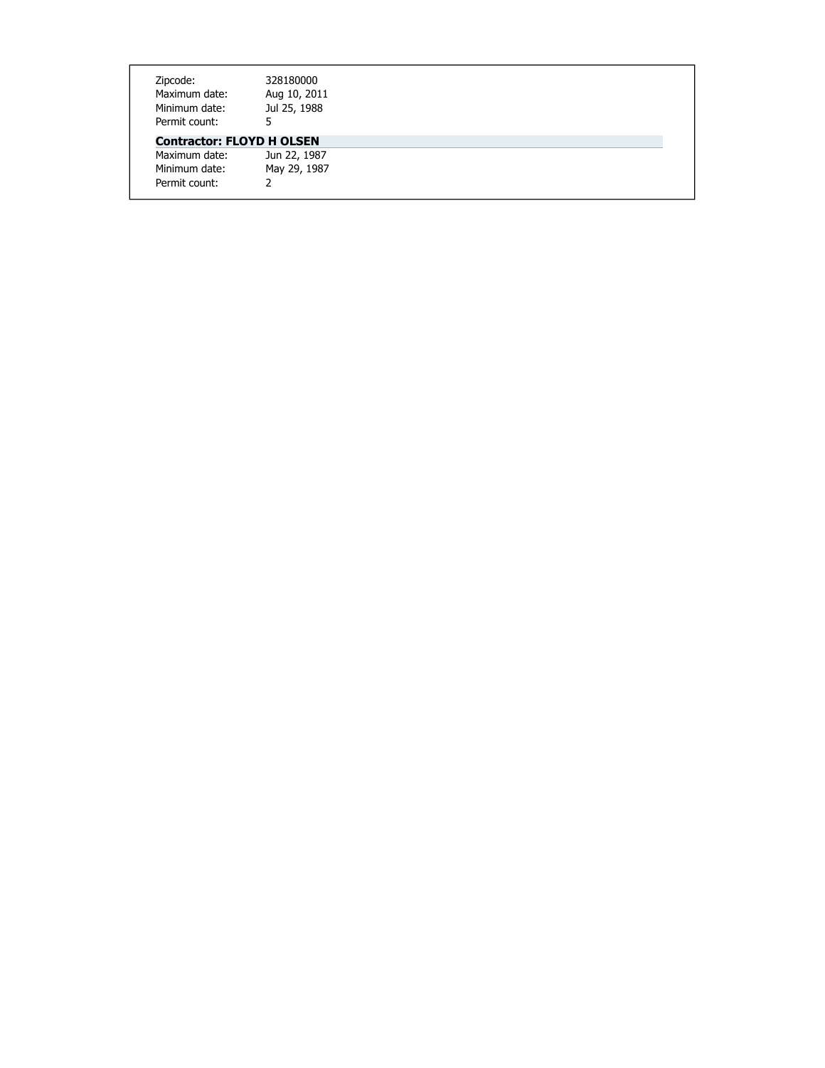Zipcode: 328180000
Maximum date: Aug 10, 2011
Minimum date: Jul 25, 1988
Permit count: 5

**Contractor: FLOYD H OLSEN**

Maximum date: Jun 22, 1987
Minimum date: May 29, 1987
Permit count: 2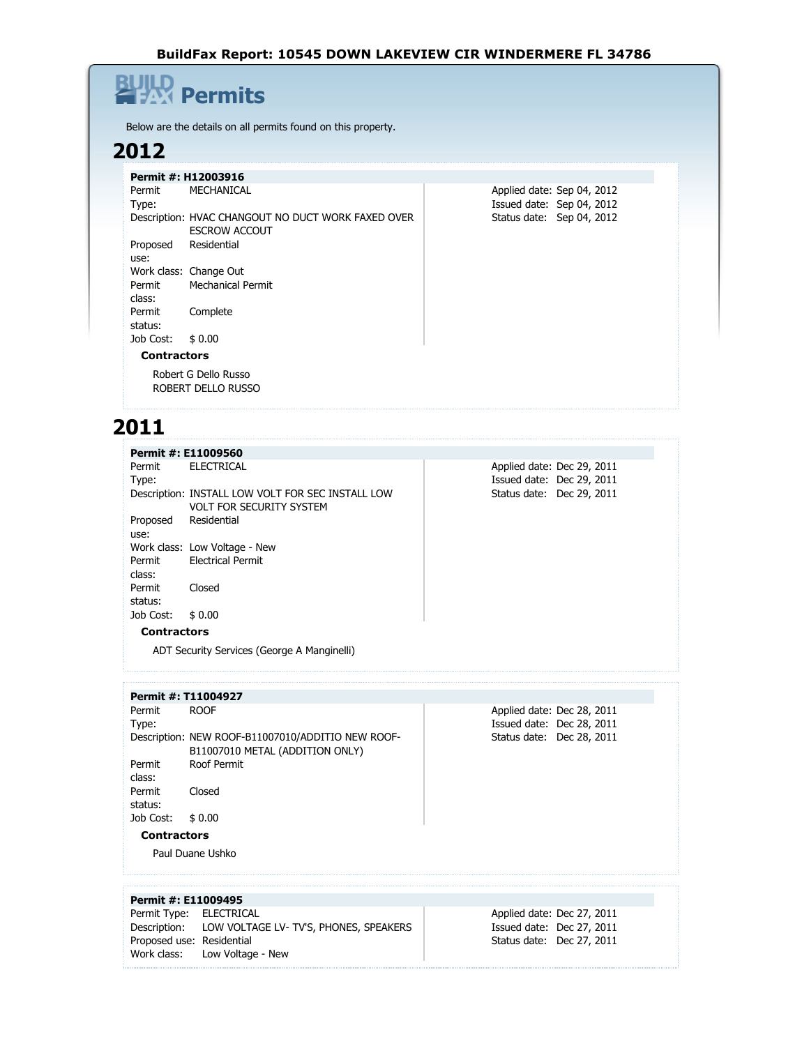# BuildFax Report: 10545 DOWN LAKEVIEW CIR WINDERMERE FL 34786

## Permits

Below are the details on all permits found on this property.

## 2012

**Permit #: H12003916**

Permit Type: MECHANICAL
Description: HVAC CHANGOUT NO DUCT WORK FAXED OVER ESCROW ACCOUT
Proposed use: Residential
Work class: Change Out
Permit class: Mechanical Permit
Permit status: Complete
Job Cost: $ 0.00

Applied date: Sep 04, 2012
Issued date: Sep 04, 2012
Status date: Sep 04, 2012

**Contractors**

Robert G Dello Russo
ROBERT DELLO RUSSO

## 2011

**Permit #: E11009560**

Permit Type: ELECTRICAL
Description: INSTALL LOW VOLT FOR SEC INSTALL LOW VOLT FOR SECURITY SYSTEM
Proposed use: Residential
Work class: Low Voltage - New
Permit class: Electrical Permit
Permit status: Closed
Job Cost: $ 0.00

Applied date: Dec 29, 2011
Issued date: Dec 29, 2011
Status date: Dec 29, 2011

**Contractors**

ADT Security Services (George A Manginelli)

**Permit #: T11004927**

Permit Type: ROOF
Description: NEW ROOF-B11007010/ADDITIO NEW ROOF-B11007010 METAL (ADDITION ONLY)
Permit class: Roof Permit
Permit status: Closed
Job Cost: $ 0.00

Applied date: Dec 28, 2011
Issued date: Dec 28, 2011
Status date: Dec 28, 2011

**Contractors**

Paul Duane Ushko

**Permit #: E11009495**

Permit Type: ELECTRICAL
Description: LOW VOLTAGE LV- TV'S, PHONES, SPEAKERS
Proposed use: Residential
Work class: Low Voltage - New

Applied date: Dec 27, 2011
Issued date: Dec 27, 2011
Status date: Dec 27, 2011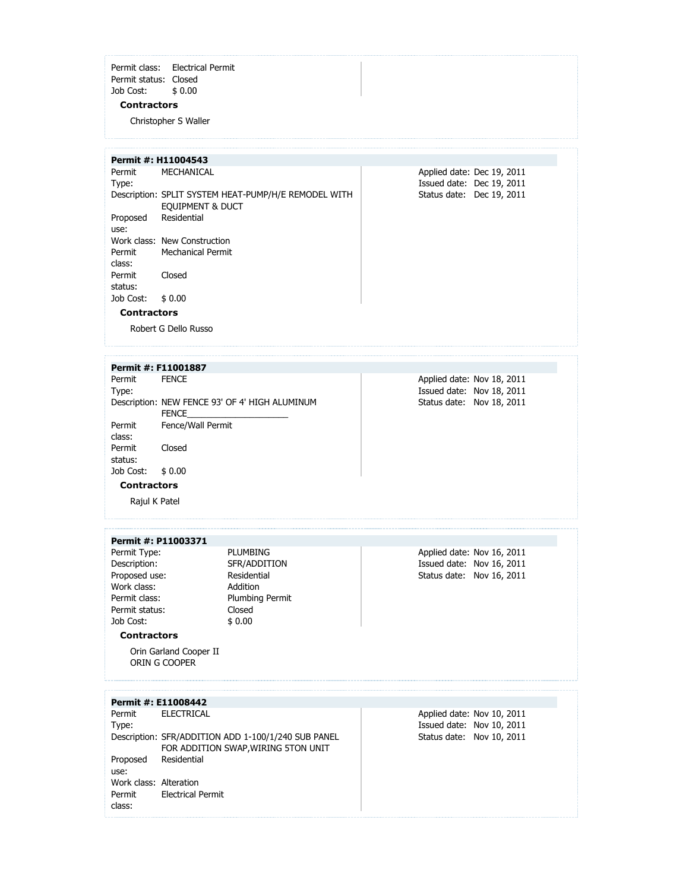Permit class: Electrical Permit
Permit status: Closed
Job Cost: $ 0.00

**Contractors**

Christopher S Waller

---

**Permit #: H11004543**

Permit Type: MECHANICAL
Description: SPLIT SYSTEM HEAT-PUMP/H/E REMODEL WITH EQUIPMENT & DUCT
Proposed use: Residential
Work class: New Construction
Permit class: Mechanical Permit
Permit status: Closed
Job Cost: $ 0.00

Applied date: Dec 19, 2011
Issued date: Dec 19, 2011
Status date: Dec 19, 2011

**Contractors**

Robert G Dello Russo

---

**Permit #: F11001887**

Permit Type: FENCE
Description: NEW FENCE 93' OF 4' HIGH ALUMINUM FENCE______________________
Permit class: Fence/Wall Permit
Permit status: Closed
Job Cost: $ 0.00

Applied date: Nov 18, 2011
Issued date: Nov 18, 2011
Status date: Nov 18, 2011

**Contractors**

Rajul K Patel

---

**Permit #: P11003371**

Permit Type: PLUMBING
Description: SFR/ADDITION
Proposed use: Residential
Work class: Addition
Permit class: Plumbing Permit
Permit status: Closed
Job Cost: $ 0.00

Applied date: Nov 16, 2011
Issued date: Nov 16, 2011
Status date: Nov 16, 2011

**Contractors**

Orin Garland Cooper II
ORIN G COOPER

---

**Permit #: E11008442**

Permit Type: ELECTRICAL
Description: SFR/ADDITION ADD 1-100/1/240 SUB PANEL FOR ADDITION SWAP,WIRING 5TON UNIT
Proposed use: Residential
Work class: Alteration
Permit class: Electrical Permit

Applied date: Nov 10, 2011
Issued date: Nov 10, 2011
Status date: Nov 10, 2011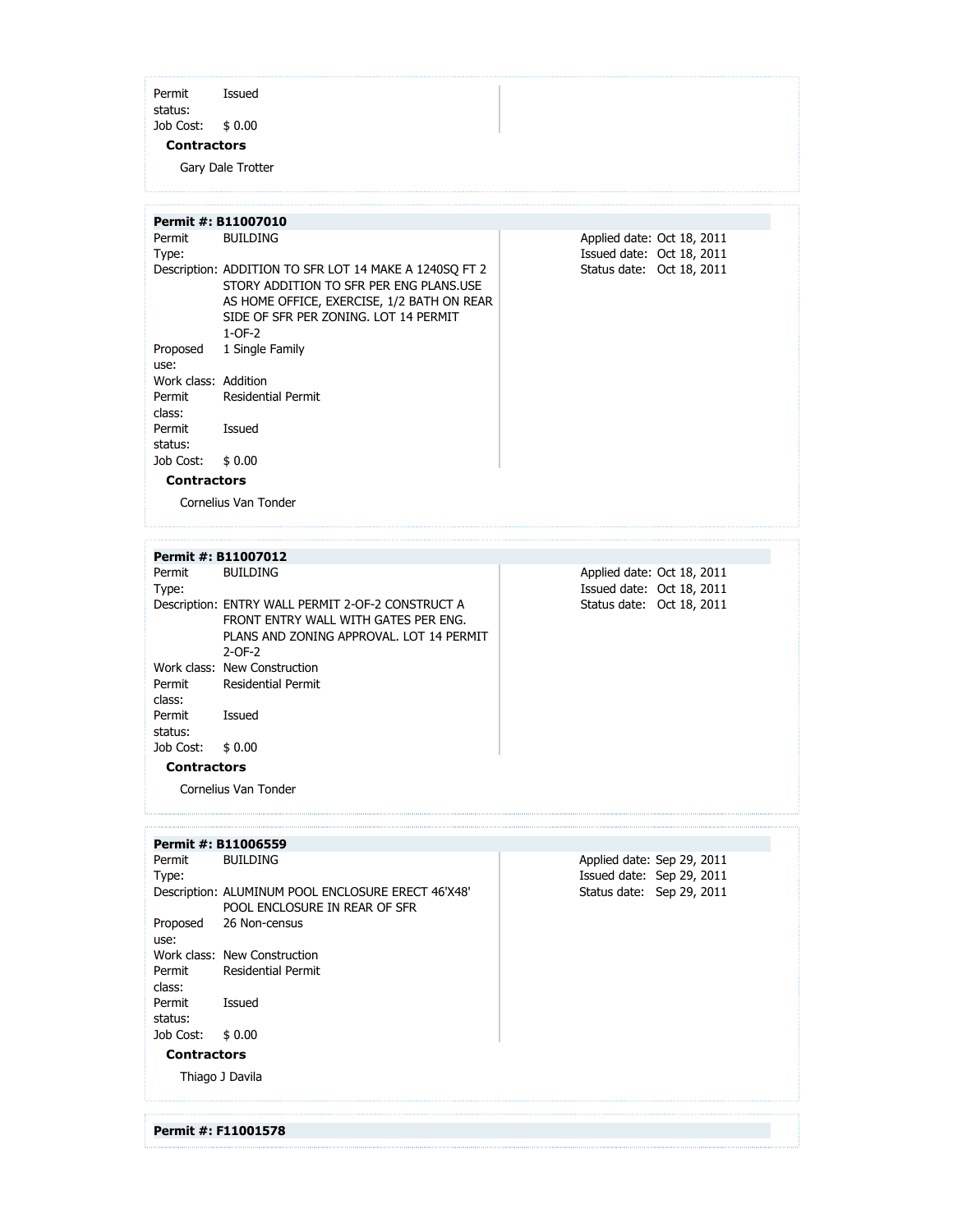Permit status: Issued
Job Cost: $ 0.00

**Contractors**

Gary Dale Trotter

---

**Permit #: B11007010**

Permit Type: BUILDING

Description: ADDITION TO SFR LOT 14 MAKE A 1240SQ FT 2 STORY ADDITION TO SFR PER ENG PLANS.USE AS HOME OFFICE, EXERCISE, 1/2 BATH ON REAR SIDE OF SFR PER ZONING. LOT 14 PERMIT 1-OF-2

Proposed use: 1 Single Family

Work class: Addition

Permit class: Residential Permit

Permit status: Issued

Job Cost: $ 0.00

Applied date: Oct 18, 2011
Issued date: Oct 18, 2011
Status date: Oct 18, 2011

**Contractors**

Cornelius Van Tonder

---

**Permit #: B11007012**

Permit Type: BUILDING

Description: ENTRY WALL PERMIT 2-OF-2 CONSTRUCT A FRONT ENTRY WALL WITH GATES PER ENG. PLANS AND ZONING APPROVAL. LOT 14 PERMIT 2-OF-2

Work class: New Construction

Permit class: Residential Permit

Permit status: Issued

Job Cost: $ 0.00

Applied date: Oct 18, 2011
Issued date: Oct 18, 2011
Status date: Oct 18, 2011

**Contractors**

Cornelius Van Tonder

---

**Permit #: B11006559**

Permit Type: BUILDING

Description: ALUMINUM POOL ENCLOSURE ERECT 46'X48' POOL ENCLOSURE IN REAR OF SFR

Proposed use: 26 Non-census

Work class: New Construction

Permit class: Residential Permit

Permit status: Issued

Job Cost: $ 0.00

Applied date: Sep 29, 2011
Issued date: Sep 29, 2011
Status date: Sep 29, 2011

**Contractors**

Thiago J Davila

---

**Permit #: F11001578**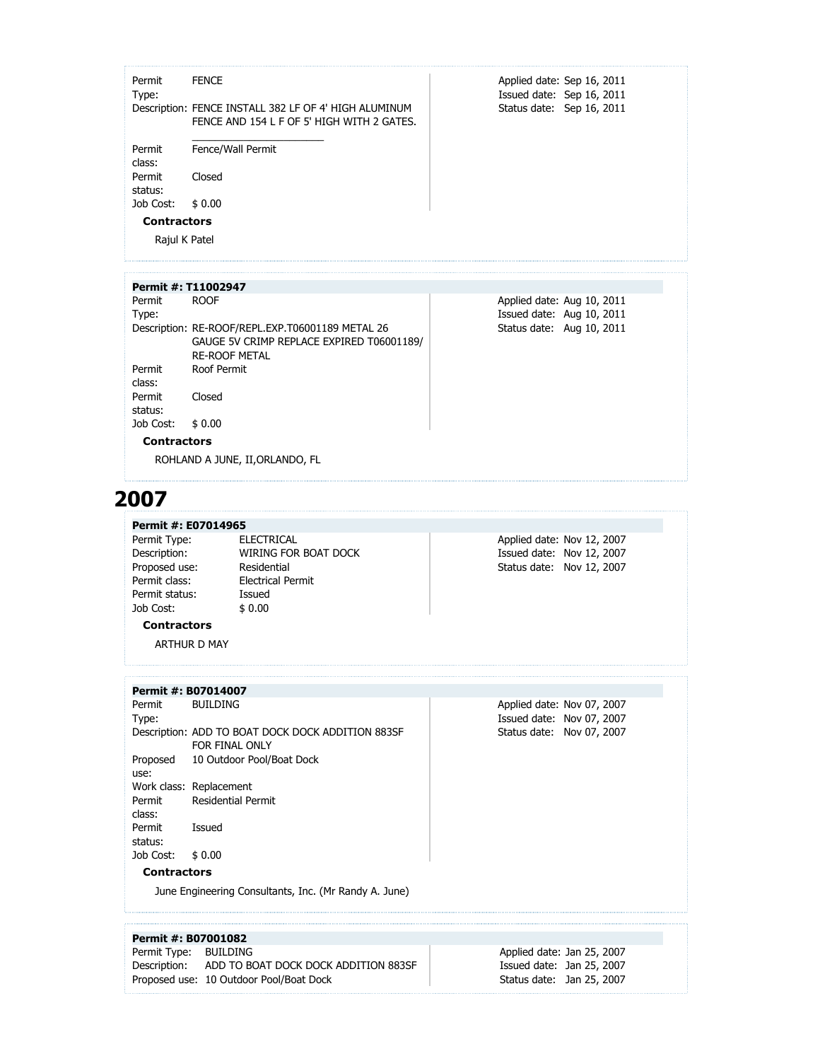Permit Type: FENCE

Description: FENCE INSTALL 382 LF OF 4' HIGH ALUMINUM FENCE AND 154 L F OF 5' HIGH WITH 2 GATES.

Permit class: Fence/Wall Permit

Permit status: Closed

Job Cost: $ 0.00

Applied date: Sep 16, 2011
Issued date: Sep 16, 2011
Status date: Sep 16, 2011

**Contractors**

Rajul K Patel

---

**Permit #: T11002947**

Permit Type: ROOF

Description: RE-ROOF/REPL.EXP.T06001189 METAL 26 GAUGE 5V CRIMP REPLACE EXPIRED T06001189/ RE-ROOF METAL

Permit class: Roof Permit

Permit status: Closed

Job Cost: $ 0.00

Applied date: Aug 10, 2011
Issued date: Aug 10, 2011
Status date: Aug 10, 2011

**Contractors**

ROHLAND A JUNE, II,ORLANDO, FL

# 2007

**Permit #: E07014965**

Permit Type: ELECTRICAL

Description: WIRING FOR BOAT DOCK

Proposed use: Residential

Permit class: Electrical Permit

Permit status: Issued

Job Cost: $ 0.00

Applied date: Nov 12, 2007
Issued date: Nov 12, 2007
Status date: Nov 12, 2007

**Contractors**

ARTHUR D MAY

---

**Permit #: B07014007**

Permit Type: BUILDING

Description: ADD TO BOAT DOCK DOCK ADDITION 883SF FOR FINAL ONLY

Proposed use: 10 Outdoor Pool/Boat Dock

Work class: Replacement

Permit class: Residential Permit

Permit status: Issued

Job Cost: $ 0.00

Applied date: Nov 07, 2007
Issued date: Nov 07, 2007
Status date: Nov 07, 2007

**Contractors**

June Engineering Consultants, Inc. (Mr Randy A. June)

---

**Permit #: B07001082**

Permit Type: BUILDING

Description: ADD TO BOAT DOCK DOCK ADDITION 883SF

Proposed use: 10 Outdoor Pool/Boat Dock

Applied date: Jan 25, 2007
Issued date: Jan 25, 2007
Status date: Jan 25, 2007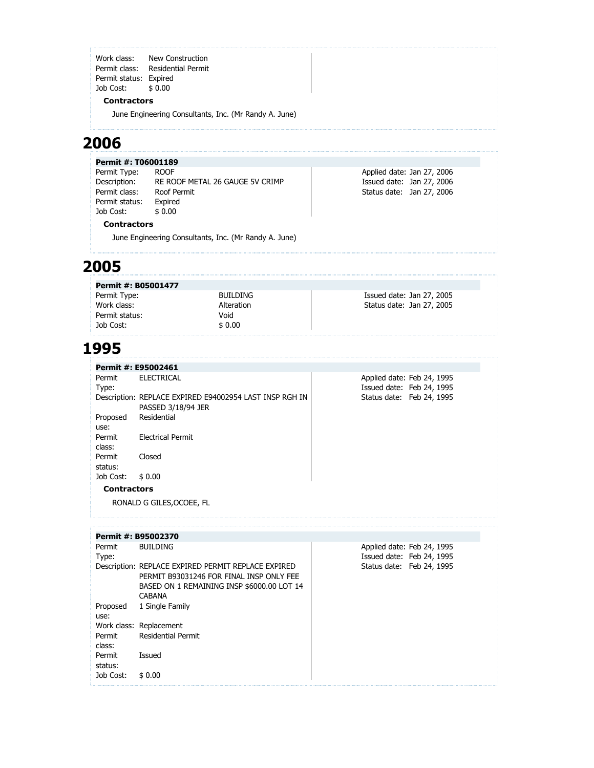Work class: New Construction
Permit class: Residential Permit
Permit status: Expired
Job Cost: $ 0.00

**Contractors**

June Engineering Consultants, Inc. (Mr Randy A. June)

# 2006

**Permit #: T06001189**

Permit Type: ROOF
Description: RE ROOF METAL 26 GAUGE 5V CRIMP
Permit class: Roof Permit
Permit status: Expired
Job Cost: $ 0.00

Applied date: Jan 27, 2006
Issued date: Jan 27, 2006
Status date: Jan 27, 2006

**Contractors**

June Engineering Consultants, Inc. (Mr Randy A. June)

# 2005

**Permit #: B05001477**

Permit Type: BUILDING
Work class: Alteration
Permit status: Void
Job Cost: $ 0.00

Issued date: Jan 27, 2005
Status date: Jan 27, 2005

# 1995

**Permit #: E95002461**

Permit Type: ELECTRICAL
Description: REPLACE EXPIRED E94002954 LAST INSP RGH IN PASSED 3/18/94 JER
Proposed use: Residential
Permit class: Electrical Permit
Permit status: Closed
Job Cost: $ 0.00

Applied date: Feb 24, 1995
Issued date: Feb 24, 1995
Status date: Feb 24, 1995

**Contractors**

RONALD G GILES,OCOEE, FL

**Permit #: B95002370**

Permit Type: BUILDING
Description: REPLACE EXPIRED PERMIT REPLACE EXPIRED PERMIT B93031246 FOR FINAL INSP ONLY FEE BASED ON 1 REMAINING INSP $6000.00 LOT 14 CABANA
Proposed use: 1 Single Family
Work class: Replacement
Permit class: Residential Permit
Permit status: Issued
Job Cost: $ 0.00

Applied date: Feb 24, 1995
Issued date: Feb 24, 1995
Status date: Feb 24, 1995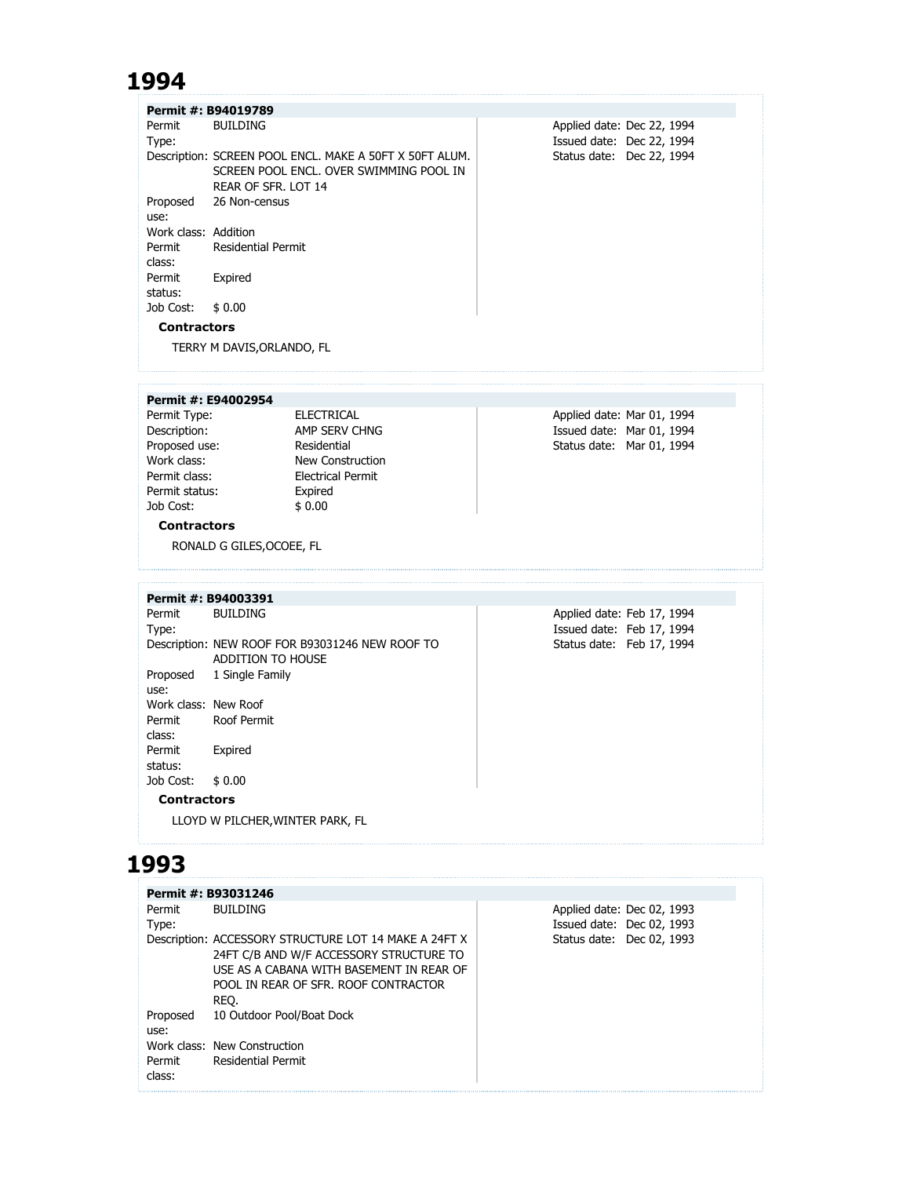# 1994

**Permit #: B94019789**

| | | | |
|---|---|---|---|
| Permit Type: | BUILDING | Applied date: | Dec 22, 1994 |
| Description: | SCREEN POOL ENCL. MAKE A 50FT X 50FT ALUM. SCREEN POOL ENCL. OVER SWIMMING POOL IN REAR OF SFR. LOT 14 | Issued date: | Dec 22, 1994 |
| Proposed use: | 26 Non-census | Status date: | Dec 22, 1994 |
| Work class: | Addition | | |
| Permit class: | Residential Permit | | |
| Permit status: | Expired | | |
| Job Cost: | $ 0.00 | | |

**Contractors**

TERRY M DAVIS,ORLANDO, FL

**Permit #: E94002954**

| | | | |
|---|---|---|---|
| Permit Type: | ELECTRICAL | Applied date: | Mar 01, 1994 |
| Description: | AMP SERV CHNG | Issued date: | Mar 01, 1994 |
| Proposed use: | Residential | Status date: | Mar 01, 1994 |
| Work class: | New Construction | | |
| Permit class: | Electrical Permit | | |
| Permit status: | Expired | | |
| Job Cost: | $ 0.00 | | |

**Contractors**

RONALD G GILES,OCOEE, FL

**Permit #: B94003391**

| | | | |
|---|---|---|---|
| Permit Type: | BUILDING | Applied date: | Feb 17, 1994 |
| Description: | NEW ROOF FOR B93031246 NEW ROOF TO ADDITION TO HOUSE | Issued date: | Feb 17, 1994 |
| Proposed use: | 1 Single Family | Status date: | Feb 17, 1994 |
| Work class: | New Roof | | |
| Permit class: | Roof Permit | | |
| Permit status: | Expired | | |
| Job Cost: | $ 0.00 | | |

**Contractors**

LLOYD W PILCHER,WINTER PARK, FL

# 1993

**Permit #: B93031246**

| | | | |
|---|---|---|---|
| Permit Type: | BUILDING | Applied date: | Dec 02, 1993 |
| Description: | ACCESSORY STRUCTURE LOT 14 MAKE A 24FT X 24FT C/B AND W/F ACCESSORY STRUCTURE TO USE AS A CABANA WITH BASEMENT IN REAR OF POOL IN REAR OF SFR. ROOF CONTRACTOR REQ. | Issued date: | Dec 02, 1993 |
| Proposed use: | 10 Outdoor Pool/Boat Dock | Status date: | Dec 02, 1993 |
| Work class: | New Construction | | |
| Permit class: | Residential Permit | | |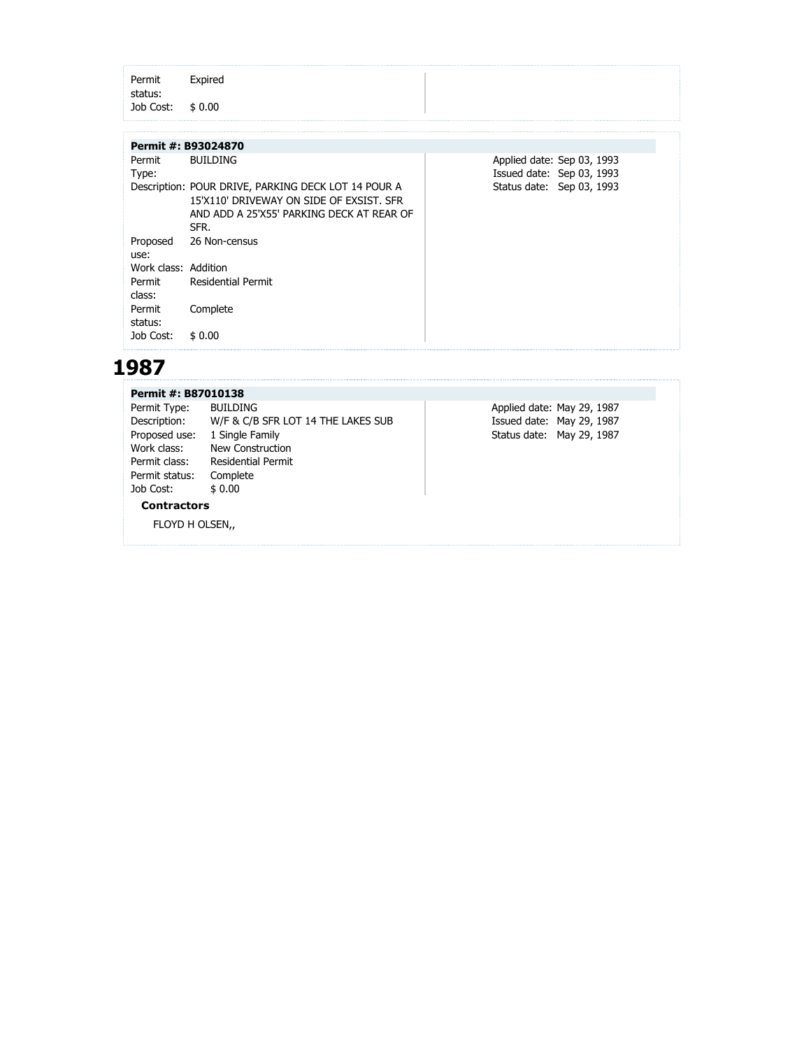Permit status: Expired
Job Cost: $ 0.00

**Permit #: B93024870**

Permit Type: BUILDING
Description: POUR DRIVE, PARKING DECK LOT 14 POUR A 15'X110' DRIVEWAY ON SIDE OF EXSIST. SFR AND ADD A 25'X55' PARKING DECK AT REAR OF SFR.
Proposed use: 26 Non-census
Work class: Addition
Permit class: Residential Permit
Permit status: Complete
Job Cost: $ 0.00

Applied date: Sep 03, 1993
Issued date: Sep 03, 1993
Status date: Sep 03, 1993

# 1987

**Permit #: B87010138**

Permit Type: BUILDING
Description: W/F & C/B SFR LOT 14 THE LAKES SUB
Proposed use: 1 Single Family
Work class: New Construction
Permit class: Residential Permit
Permit status: Complete
Job Cost: $ 0.00

Applied date: May 29, 1987
Issued date: May 29, 1987
Status date: May 29, 1987

**Contractors**

FLOYD H OLSEN,,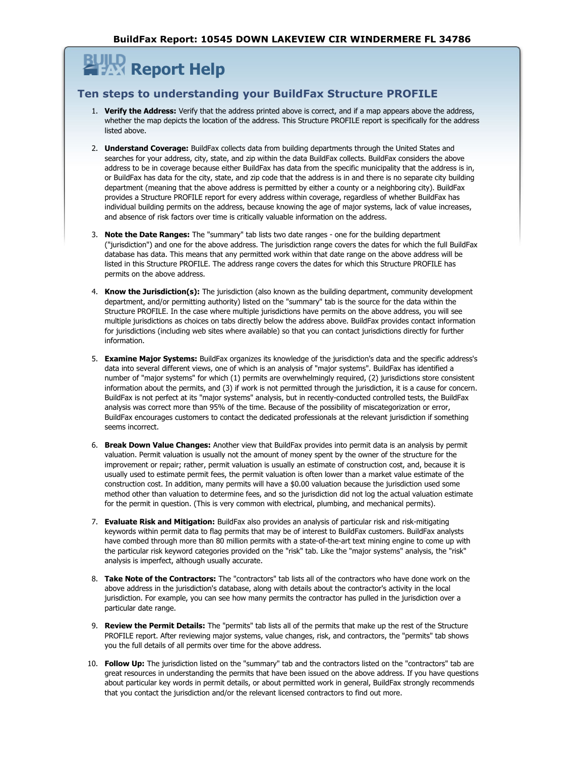# Report Help

## Ten steps to understanding your BuildFax Structure PROFILE

1. **Verify the Address:** Verify that the address printed above is correct, and if a map appears above the address, whether the map depicts the location of the address. This Structure PROFILE report is specifically for the address listed above.

2. **Understand Coverage:** BuildFax collects data from building departments through the United States and searches for your address, city, state, and zip within the data BuildFax collects. BuildFax considers the above address to be in coverage because either BuildFax has data from the specific municipality that the address is in, or BuildFax has data for the city, state, and zip code that the address is in and there is no separate city building department (meaning that the above address is permitted by either a county or a neighboring city). BuildFax provides a Structure PROFILE report for every address within coverage, regardless of whether BuildFax has individual building permits on the address, because knowing the age of major systems, lack of value increases, and absence of risk factors over time is critically valuable information on the address.

3. **Note the Date Ranges:** The "summary" tab lists two date ranges - one for the building department ("jurisdiction") and one for the above address. The jurisdiction range covers the dates for which the full BuildFax database has data. This means that any permitted work within that date range on the above address will be listed in this Structure PROFILE. The address range covers the dates for which this Structure PROFILE has permits on the above address.

4. **Know the Jurisdiction(s):** The jurisdiction (also known as the building department, community development department, and/or permitting authority) listed on the "summary" tab is the source for the data within the Structure PROFILE. In the case where multiple jurisdictions have permits on the above address, you will see multiple jurisdictions as choices on tabs directly below the address above. BuildFax provides contact information for jurisdictions (including web sites where available) so that you can contact jurisdictions directly for further information.

5. **Examine Major Systems:** BuildFax organizes its knowledge of the jurisdiction's data and the specific address's data into several different views, one of which is an analysis of "major systems". BuildFax has identified a number of "major systems" for which (1) permits are overwhelmingly required, (2) jurisdictions store consistent information about the permits, and (3) if work is not permitted through the jurisdiction, it is a cause for concern. BuildFax is not perfect at its "major systems" analysis, but in recently-conducted controlled tests, the BuildFax analysis was correct more than 95% of the time. Because of the possibility of miscategorization or error, BuildFax encourages customers to contact the dedicated professionals at the relevant jurisdiction if something seems incorrect.

6. **Break Down Value Changes:** Another view that BuildFax provides into permit data is an analysis by permit valuation. Permit valuation is usually not the amount of money spent by the owner of the structure for the improvement or repair; rather, permit valuation is usually an estimate of construction cost, and, because it is usually used to estimate permit fees, the permit valuation is often lower than a market value estimate of the construction cost. In addition, many permits will have a $0.00 valuation because the jurisdiction used some method other than valuation to determine fees, and so the jurisdiction did not log the actual valuation estimate for the permit in question. (This is very common with electrical, plumbing, and mechanical permits).

7. **Evaluate Risk and Mitigation:** BuildFax also provides an analysis of particular risk and risk-mitigating keywords within permit data to flag permits that may be of interest to BuildFax customers. BuildFax analysts have combed through more than 80 million permits with a state-of-the-art text mining engine to come up with the particular risk keyword categories provided on the "risk" tab. Like the "major systems" analysis, the "risk" analysis is imperfect, although usually accurate.

8. **Take Note of the Contractors:** The "contractors" tab lists all of the contractors who have done work on the above address in the jurisdiction's database, along with details about the contractor's activity in the local jurisdiction. For example, you can see how many permits the contractor has pulled in the jurisdiction over a particular date range.

9. **Review the Permit Details:** The "permits" tab lists all of the permits that make up the rest of the Structure PROFILE report. After reviewing major systems, value changes, risk, and contractors, the "permits" tab shows you the full details of all permits over time for the above address.

10. **Follow Up:** The jurisdiction listed on the "summary" tab and the contractors listed on the "contractors" tab are great resources in understanding the permits that have been issued on the above address. If you have questions about particular key words in permit details, or about permitted work in general, BuildFax strongly recommends that you contact the jurisdiction and/or the relevant licensed contractors to find out more.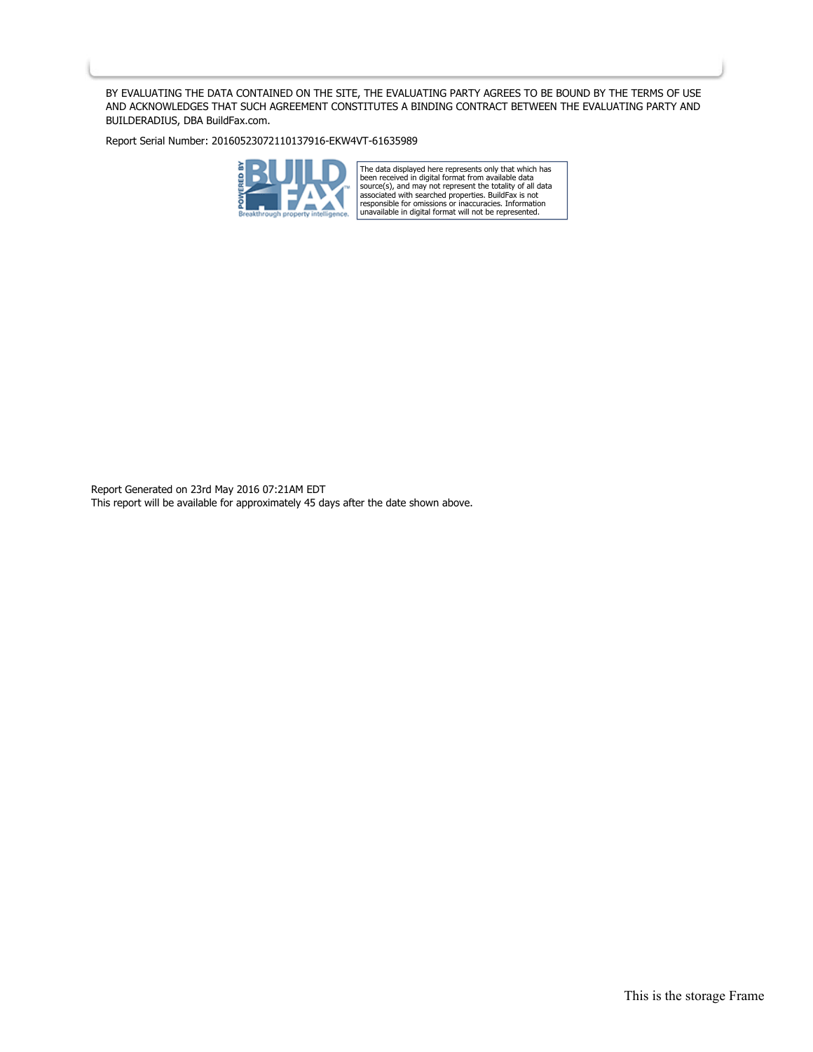BY EVALUATING THE DATA CONTAINED ON THE SITE, THE EVALUATING PARTY AGREES TO BE BOUND BY THE TERMS OF USE AND ACKNOWLEDGES THAT SUCH AGREEMENT CONSTITUTES A BINDING CONTRACT BETWEEN THE EVALUATING PARTY AND BUILDERADIUS, DBA BuildFax.com.

Report Serial Number: 20160523072110137916-EKW4VT-61635989

POWERED BY BUILD FAX™ Breakthrough property intelligence.

The data displayed here represents only that which has been received in digital format from available data source(s), and may not represent the totality of all data associated with searched properties. BuildFax is not responsible for omissions or inaccuracies. Information unavailable in digital format will not be represented.

Report Generated on 23rd May 2016 07:21AM EDT
This report will be available for approximately 45 days after the date shown above.

This is the storage Frame